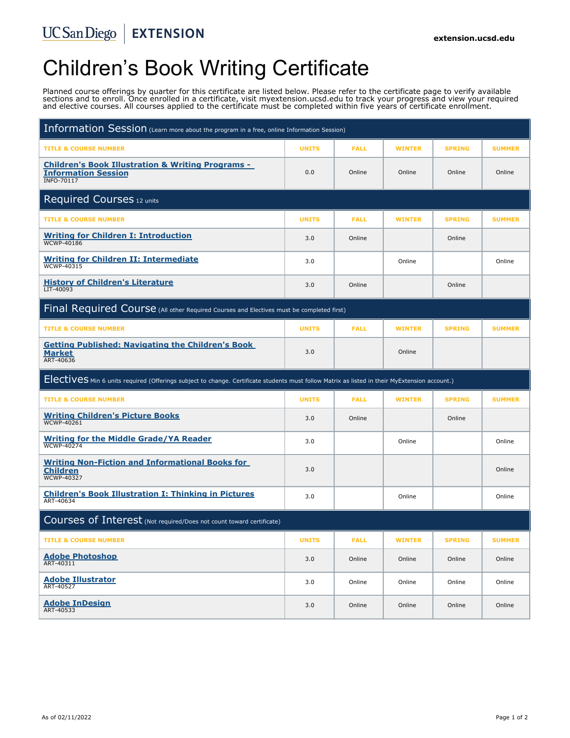UC San Diego | EXTENSION

extension.ucsd.edu

# Children's Book Writing Certificate

Planned course offerings by quarter for this certificate are listed below. Please refer to the certificate page to verify available sections and to enroll. Once enrolled in a certificate, visit myextension.ucsd.edu to track your progress and view your required and elective courses. All courses applied to the certificate must be completed within five years of certificate enrollment.

## Information Session (Learn more about the program in a free, online Information Session)

| TITLE & COURSE NUMBER | UNITS | FALL | WINTER | SPRING | SUMMER |
|---|---|---|---|---|---|
| **Children's Book Illustration & Writing Programs - Information Session** INFO-70117 | 0.0 | Online | Online | Online | Online |

## Required Courses 12 units

| TITLE & COURSE NUMBER | UNITS | FALL | WINTER | SPRING | SUMMER |
|---|---|---|---|---|---|
| **Writing for Children I: Introduction** WCWP-40186 | 3.0 | Online | | Online | |
| **Writing for Children II: Intermediate** WCWP-40315 | 3.0 | | Online | | Online |
| **History of Children's Literature** LIT-40093 | 3.0 | Online | | Online | |

## Final Required Course (All other Required Courses and Electives must be completed first)

| TITLE & COURSE NUMBER | UNITS | FALL | WINTER | SPRING | SUMMER |
|---|---|---|---|---|---|
| **Getting Published: Navigating the Children's Book Market** ART-40636 | 3.0 | | Online | | |

## Electives Min 6 units required (Offerings subject to change. Certificate students must follow Matrix as listed in their MyExtension account.)

| TITLE & COURSE NUMBER | UNITS | FALL | WINTER | SPRING | SUMMER |
|---|---|---|---|---|---|
| **Writing Children's Picture Books** WCWP-40261 | 3.0 | Online | | Online | |
| **Writing for the Middle Grade/YA Reader** WCWP-40274 | 3.0 | | Online | | Online |
| **Writing Non-Fiction and Informational Books for Children** WCWP-40327 | 3.0 | | | | Online |
| **Children's Book Illustration I: Thinking in Pictures** ART-40634 | 3.0 | | Online | | Online |

## Courses of Interest (Not required/Does not count toward certificate)

| TITLE & COURSE NUMBER | UNITS | FALL | WINTER | SPRING | SUMMER |
|---|---|---|---|---|---|
| **Adobe Photoshop** ART-40311 | 3.0 | Online | Online | Online | Online |
| **Adobe Illustrator** ART-40527 | 3.0 | Online | Online | Online | Online |
| **Adobe InDesign** ART-40533 | 3.0 | Online | Online | Online | Online |

As of 02/11/2022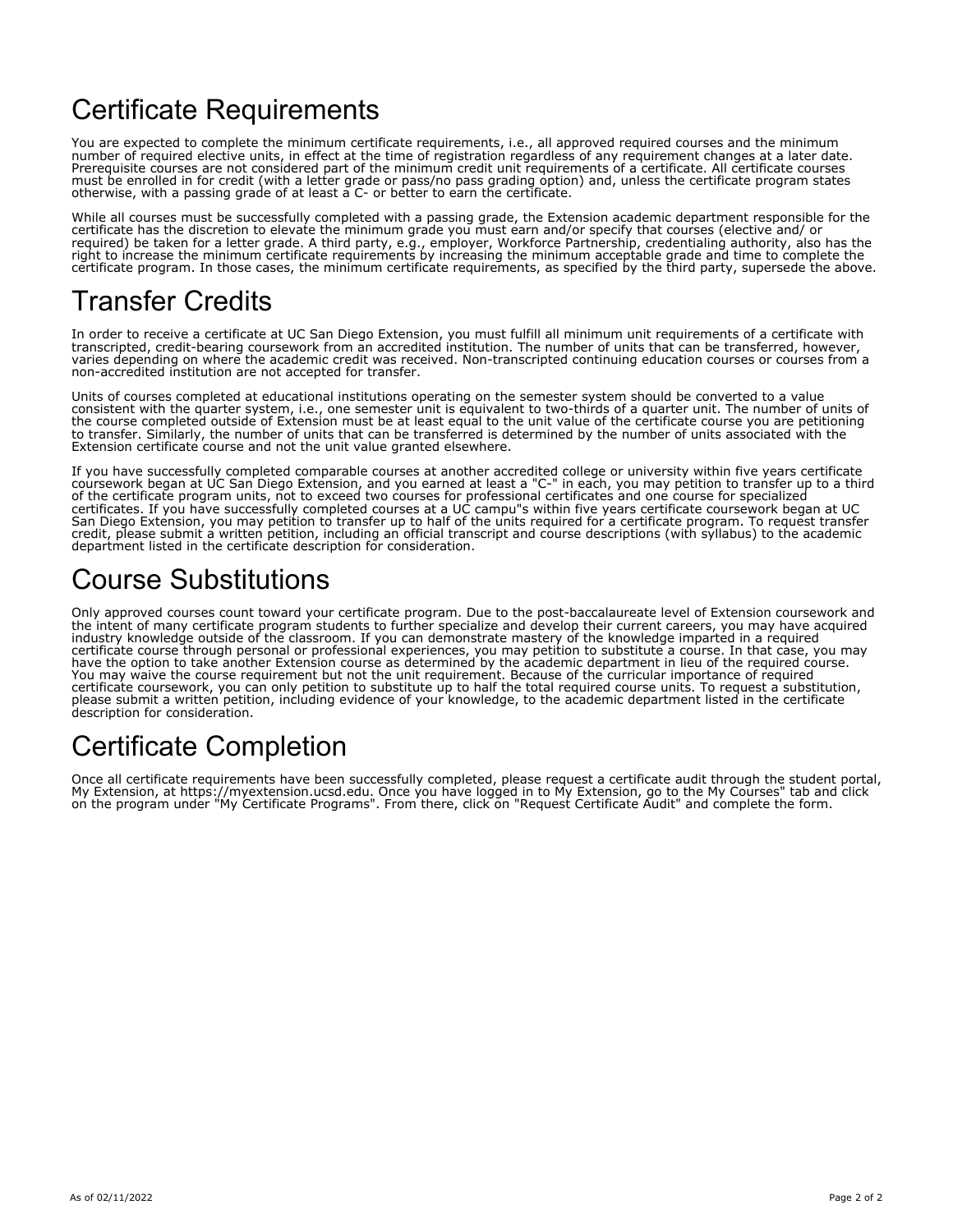# Certificate Requirements

You are expected to complete the minimum certificate requirements, i.e., all approved required courses and the minimum number of required elective units, in effect at the time of registration regardless of any requirement changes at a later date. Prerequisite courses are not considered part of the minimum credit unit requirements of a certificate. All certificate courses must be enrolled in for credit (with a letter grade or pass/no pass grading option) and, unless the certificate program states otherwise, with a passing grade of at least a C- or better to earn the certificate.

While all courses must be successfully completed with a passing grade, the Extension academic department responsible for the certificate has the discretion to elevate the minimum grade you must earn and/or specify that courses (elective and/ or required) be taken for a letter grade. A third party, e.g., employer, Workforce Partnership, credentialing authority, also has the right to increase the minimum certificate requirements by increasing the minimum acceptable grade and time to complete the certificate program. In those cases, the minimum certificate requirements, as specified by the third party, supersede the above.

# Transfer Credits

In order to receive a certificate at UC San Diego Extension, you must fulfill all minimum unit requirements of a certificate with transcripted, credit-bearing coursework from an accredited institution. The number of units that can be transferred, however, varies depending on where the academic credit was received. Non-transcripted continuing education courses or courses from a non-accredited institution are not accepted for transfer.

Units of courses completed at educational institutions operating on the semester system should be converted to a value consistent with the quarter system, i.e., one semester unit is equivalent to two-thirds of a quarter unit. The number of units of the course completed outside of Extension must be at least equal to the unit value of the certificate course you are petitioning to transfer. Similarly, the number of units that can be transferred is determined by the number of units associated with the Extension certificate course and not the unit value granted elsewhere.

If you have successfully completed comparable courses at another accredited college or university within five years certificate coursework began at UC San Diego Extension, and you earned at least a "C-" in each, you may petition to transfer up to a third of the certificate program units, not to exceed two courses for professional certificates and one course for specialized certificates. If you have successfully completed courses at a UC campu"s within five years certificate coursework began at UC San Diego Extension, you may petition to transfer up to half of the units required for a certificate program. To request transfer credit, please submit a written petition, including an official transcript and course descriptions (with syllabus) to the academic department listed in the certificate description for consideration.

# Course Substitutions

Only approved courses count toward your certificate program. Due to the post-baccalaureate level of Extension coursework and the intent of many certificate program students to further specialize and develop their current careers, you may have acquired industry knowledge outside of the classroom. If you can demonstrate mastery of the knowledge imparted in a required certificate course through personal or professional experiences, you may petition to substitute a course. In that case, you may have the option to take another Extension course as determined by the academic department in lieu of the required course. You may waive the course requirement but not the unit requirement. Because of the curricular importance of required certificate coursework, you can only petition to substitute up to half the total required course units. To request a substitution, please submit a written petition, including evidence of your knowledge, to the academic department listed in the certificate description for consideration.

# Certificate Completion

Once all certificate requirements have been successfully completed, please request a certificate audit through the student portal, My Extension, at https://myextension.ucsd.edu. Once you have logged in to My Extension, go to the My Courses" tab and click on the program under "My Certificate Programs". From there, click on "Request Certificate Audit" and complete the form.

As of 02/11/2022